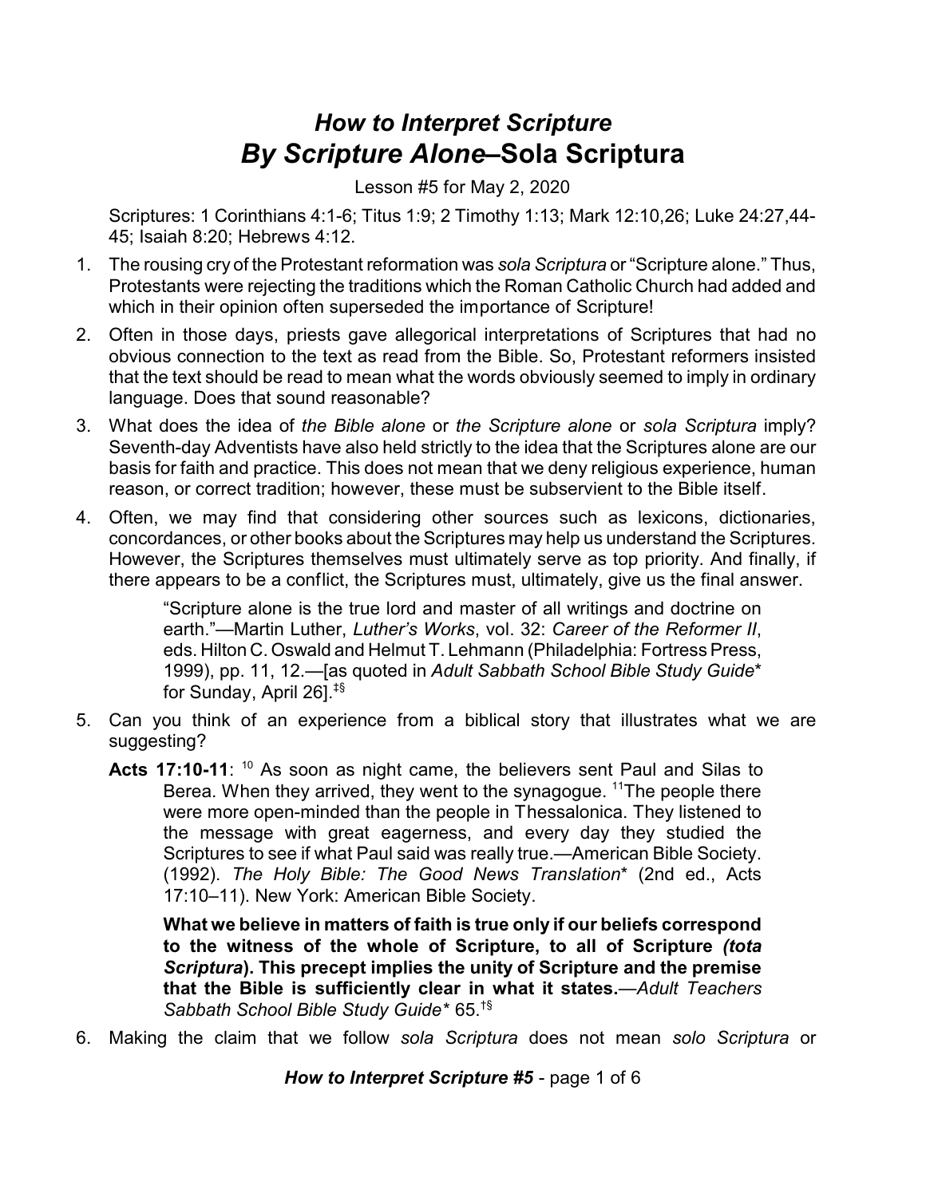# *How to Interpret Scripture*
# *By Scripture Alone*–Sola Scriptura

Lesson #5 for May 2, 2020

Scriptures: 1 Corinthians 4:1-6; Titus 1:9; 2 Timothy 1:13; Mark 12:10,26; Luke 24:27,44-45; Isaiah 8:20; Hebrews 4:12.

1. The rousing cry of the Protestant reformation was *sola Scriptura* or "Scripture alone." Thus, Protestants were rejecting the traditions which the Roman Catholic Church had added and which in their opinion often superseded the importance of Scripture!
2. Often in those days, priests gave allegorical interpretations of Scriptures that had no obvious connection to the text as read from the Bible. So, Protestant reformers insisted that the text should be read to mean what the words obviously seemed to imply in ordinary language. Does that sound reasonable?
3. What does the idea of *the Bible alone* or *the Scripture alone* or *sola Scriptura* imply? Seventh-day Adventists have also held strictly to the idea that the Scriptures alone are our basis for faith and practice. This does not mean that we deny religious experience, human reason, or correct tradition; however, these must be subservient to the Bible itself.
4. Often, we may find that considering other sources such as lexicons, dictionaries, concordances, or other books about the Scriptures may help us understand the Scriptures. However, the Scriptures themselves must ultimately serve as top priority. And finally, if there appears to be a conflict, the Scriptures must, ultimately, give us the final answer.

   > "Scripture alone is the true lord and master of all writings and doctrine on earth."—Martin Luther, *Luther's Works*, vol. 32: *Career of the Reformer II*, eds. Hilton C. Oswald and Helmut T. Lehmann (Philadelphia: Fortress Press, 1999), pp. 11, 12.—[as quoted in *Adult Sabbath School Bible Study Guide*\* for Sunday, April 26].[‡§]

5. Can you think of an experience from a biblical story that illustrates what we are suggesting?

   **Acts 17:10-11**: [10] As soon as night came, the believers sent Paul and Silas to Berea. When they arrived, they went to the synagogue. [11]The people there were more open-minded than the people in Thessalonica. They listened to the message with great eagerness, and every day they studied the Scriptures to see if what Paul said was really true.—American Bible Society. (1992). *The Holy Bible: The Good News Translation*\* (2nd ed., Acts 17:10–11). New York: American Bible Society.

   **What we believe in matters of faith is true only if our beliefs correspond to the witness of the whole of Scripture, to all of Scripture *(tota Scriptura)*. This precept implies the unity of Scripture and the premise that the Bible is sufficiently clear in what it states.**—*Adult Teachers Sabbath School Bible Study Guide\** 65.[†§]

6. Making the claim that we follow *sola Scriptura* does not mean *solo Scriptura* or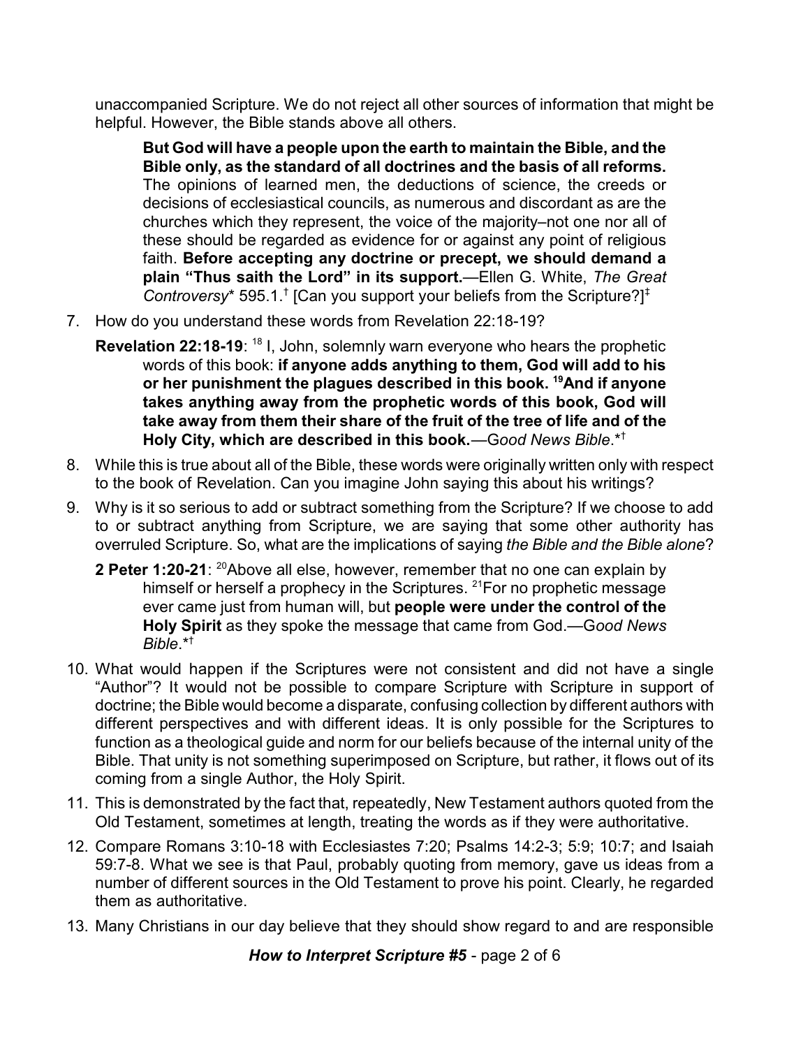unaccompanied Scripture. We do not reject all other sources of information that might be helpful. However, the Bible stands above all others.

> **But God will have a people upon the earth to maintain the Bible, and the Bible only, as the standard of all doctrines and the basis of all reforms.** The opinions of learned men, the deductions of science, the creeds or decisions of ecclesiastical councils, as numerous and discordant as are the churches which they represent, the voice of the majority–not one nor all of these should be regarded as evidence for or against any point of religious faith. **Before accepting any doctrine or precept, we should demand a plain "Thus saith the Lord" in its support.**—Ellen G. White, *The Great Controversy** 595.1.† [Can you support your beliefs from the Scripture?]‡

7. How do you understand these words from Revelation 22:18-19?

   **Revelation 22:18-19**: [18] I, John, solemnly warn everyone who hears the prophetic words of this book: **if anyone adds anything to them, God will add to his or her punishment the plagues described in this book. [19]And if anyone takes anything away from the prophetic words of this book, God will take away from them their share of the fruit of the tree of life and of the Holy City, which are described in this book.**—G*ood News Bible*.*†

8. While this is true about all of the Bible, these words were originally written only with respect to the book of Revelation. Can you imagine John saying this about his writings?

9. Why is it so serious to add or subtract something from the Scripture? If we choose to add to or subtract anything from Scripture, we are saying that some other authority has overruled Scripture. So, what are the implications of saying *the Bible and the Bible alone*?

   **2 Peter 1:20-21**: [20]Above all else, however, remember that no one can explain by himself or herself a prophecy in the Scriptures. [21]For no prophetic message ever came just from human will, but **people were under the control of the Holy Spirit** as they spoke the message that came from God.—G*ood News Bible*.*†

10. What would happen if the Scriptures were not consistent and did not have a single "Author"? It would not be possible to compare Scripture with Scripture in support of doctrine; the Bible would become a disparate, confusing collection by different authors with different perspectives and with different ideas. It is only possible for the Scriptures to function as a theological guide and norm for our beliefs because of the internal unity of the Bible. That unity is not something superimposed on Scripture, but rather, it flows out of its coming from a single Author, the Holy Spirit.

11. This is demonstrated by the fact that, repeatedly, New Testament authors quoted from the Old Testament, sometimes at length, treating the words as if they were authoritative.

12. Compare Romans 3:10-18 with Ecclesiastes 7:20; Psalms 14:2-3; 5:9; 10:7; and Isaiah 59:7-8. What we see is that Paul, probably quoting from memory, gave us ideas from a number of different sources in the Old Testament to prove his point. Clearly, he regarded them as authoritative.

13. Many Christians in our day believe that they should show regard to and are responsible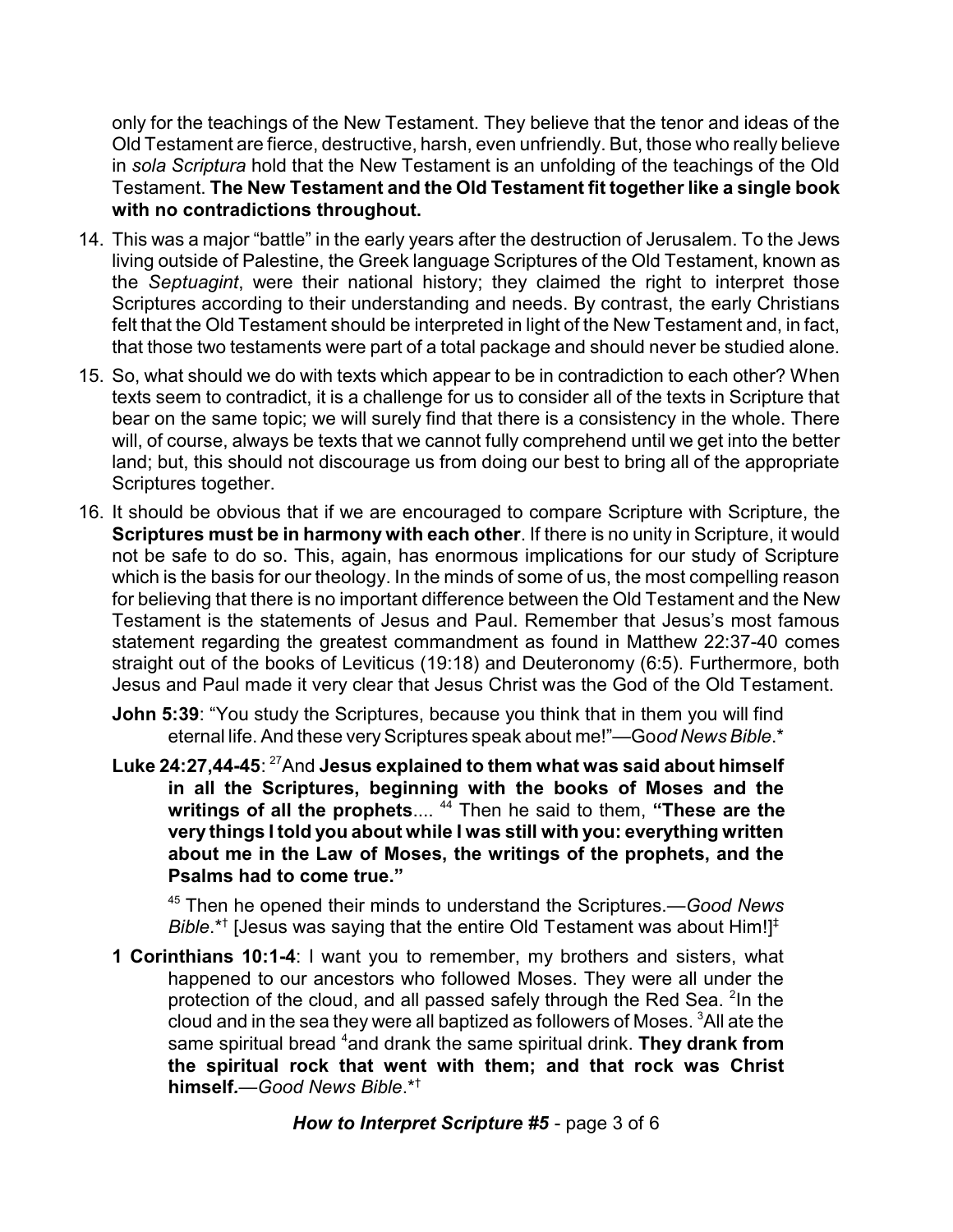only for the teachings of the New Testament. They believe that the tenor and ideas of the Old Testament are fierce, destructive, harsh, even unfriendly. But, those who really believe in *sola Scriptura* hold that the New Testament is an unfolding of the teachings of the Old Testament. **The New Testament and the Old Testament fit together like a single book with no contradictions throughout.**

14. This was a major "battle" in the early years after the destruction of Jerusalem. To the Jews living outside of Palestine, the Greek language Scriptures of the Old Testament, known as the *Septuagint*, were their national history; they claimed the right to interpret those Scriptures according to their understanding and needs. By contrast, the early Christians felt that the Old Testament should be interpreted in light of the New Testament and, in fact, that those two testaments were part of a total package and should never be studied alone.

15. So, what should we do with texts which appear to be in contradiction to each other? When texts seem to contradict, it is a challenge for us to consider all of the texts in Scripture that bear on the same topic; we will surely find that there is a consistency in the whole. There will, of course, always be texts that we cannot fully comprehend until we get into the better land; but, this should not discourage us from doing our best to bring all of the appropriate Scriptures together.

16. It should be obvious that if we are encouraged to compare Scripture with Scripture, the **Scriptures must be in harmony with each other**. If there is no unity in Scripture, it would not be safe to do so. This, again, has enormous implications for our study of Scripture which is the basis for our theology. In the minds of some of us, the most compelling reason for believing that there is no important difference between the Old Testament and the New Testament is the statements of Jesus and Paul. Remember that Jesus's most famous statement regarding the greatest commandment as found in Matthew 22:37-40 comes straight out of the books of Leviticus (19:18) and Deuteronomy (6:5). Furthermore, both Jesus and Paul made it very clear that Jesus Christ was the God of the Old Testament.

**John 5:39**: "You study the Scriptures, because you think that in them you will find eternal life. And these very Scriptures speak about me!"—*Good News Bible*.*

**Luke 24:27,44-45**: [27]And **Jesus explained to them what was said about himself in all the Scriptures, beginning with the books of Moses and the writings of all the prophets**.... [44] Then he said to them, **"These are the very things I told you about while I was still with you: everything written about me in the Law of Moses, the writings of the prophets, and the Psalms had to come true."**

[45] Then he opened their minds to understand the Scriptures.—*Good News Bible*.*† [Jesus was saying that the entire Old Testament was about Him!]‡

**1 Corinthians 10:1-4**: I want you to remember, my brothers and sisters, what happened to our ancestors who followed Moses. They were all under the protection of the cloud, and all passed safely through the Red Sea. [2]In the cloud and in the sea they were all baptized as followers of Moses. [3]All ate the same spiritual bread [4]and drank the same spiritual drink. **They drank from the spiritual rock that went with them; and that rock was Christ himself.**—*Good News Bible*.*†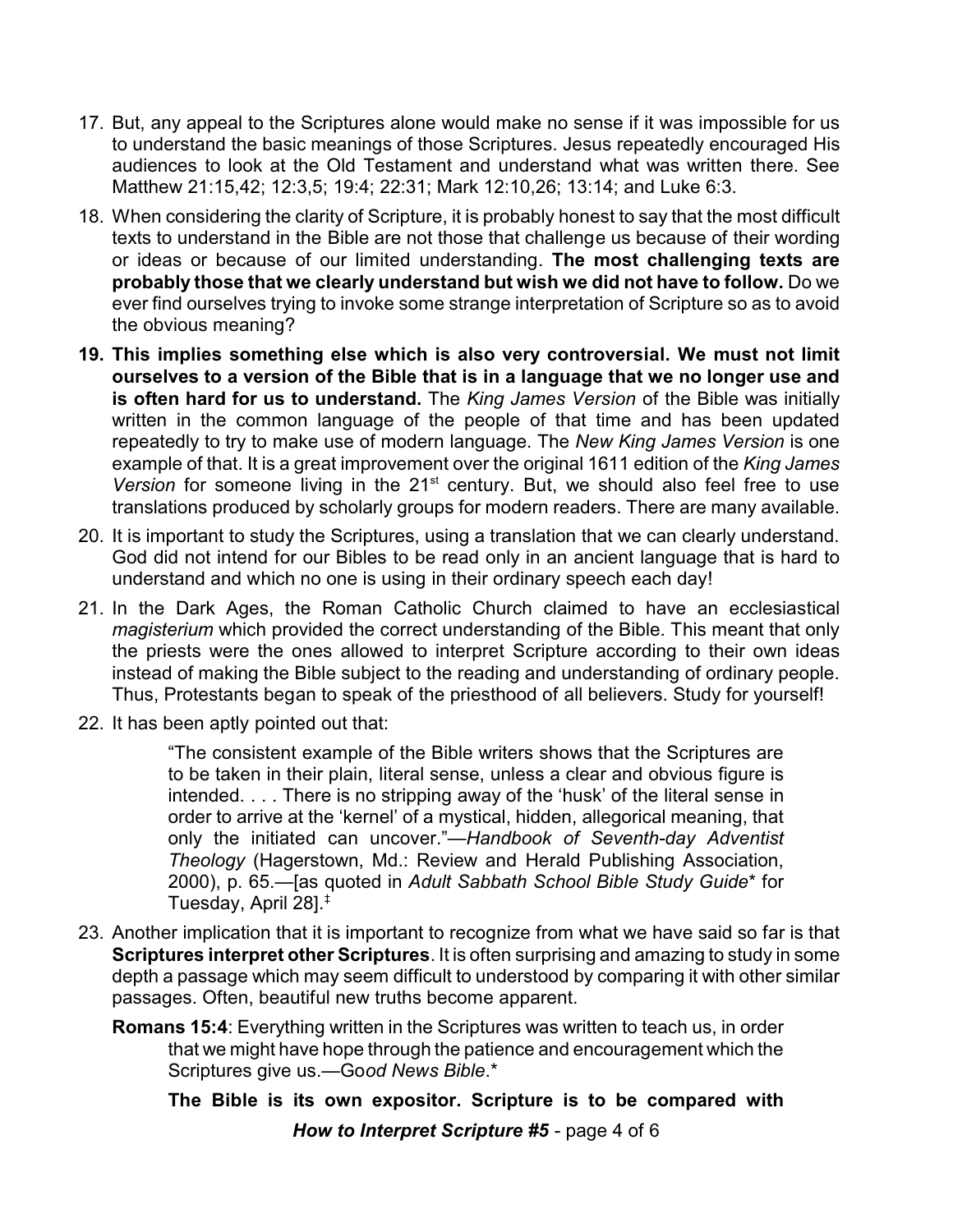17. But, any appeal to the Scriptures alone would make no sense if it was impossible for us to understand the basic meanings of those Scriptures. Jesus repeatedly encouraged His audiences to look at the Old Testament and understand what was written there. See Matthew 21:15,42; 12:3,5; 19:4; 22:31; Mark 12:10,26; 13:14; and Luke 6:3.

18. When considering the clarity of Scripture, it is probably honest to say that the most difficult texts to understand in the Bible are not those that challenge us because of their wording or ideas or because of our limited understanding. **The most challenging texts are probably those that we clearly understand but wish we did not have to follow.** Do we ever find ourselves trying to invoke some strange interpretation of Scripture so as to avoid the obvious meaning?

19. **This implies something else which is also very controversial. We must not limit ourselves to a version of the Bible that is in a language that we no longer use and is often hard for us to understand.** The *King James Version* of the Bible was initially written in the common language of the people of that time and has been updated repeatedly to try to make use of modern language. The *New King James Version* is one example of that. It is a great improvement over the original 1611 edition of the *King James Version* for someone living in the 21st century. But, we should also feel free to use translations produced by scholarly groups for modern readers. There are many available.

20. It is important to study the Scriptures, using a translation that we can clearly understand. God did not intend for our Bibles to be read only in an ancient language that is hard to understand and which no one is using in their ordinary speech each day!

21. In the Dark Ages, the Roman Catholic Church claimed to have an ecclesiastical *magisterium* which provided the correct understanding of the Bible. This meant that only the priests were the ones allowed to interpret Scripture according to their own ideas instead of making the Bible subject to the reading and understanding of ordinary people. Thus, Protestants began to speak of the priesthood of all believers. Study for yourself!

22. It has been aptly pointed out that:

> "The consistent example of the Bible writers shows that the Scriptures are to be taken in their plain, literal sense, unless a clear and obvious figure is intended. . . . There is no stripping away of the 'husk' of the literal sense in order to arrive at the 'kernel' of a mystical, hidden, allegorical meaning, that only the initiated can uncover."—*Handbook of Seventh-day Adventist Theology* (Hagerstown, Md.: Review and Herald Publishing Association, 2000), p. 65.—[as quoted in *Adult Sabbath School Bible Study Guide** for Tuesday, April 28].‡

23. Another implication that it is important to recognize from what we have said so far is that **Scriptures interpret other Scriptures**. It is often surprising and amazing to study in some depth a passage which may seem difficult to understood by comparing it with other similar passages. Often, beautiful new truths become apparent.

**Romans 15:4**: Everything written in the Scriptures was written to teach us, in order that we might have hope through the patience and encouragement which the Scriptures give us.—*Good News Bible*.*

**The Bible is its own expositor. Scripture is to be compared with**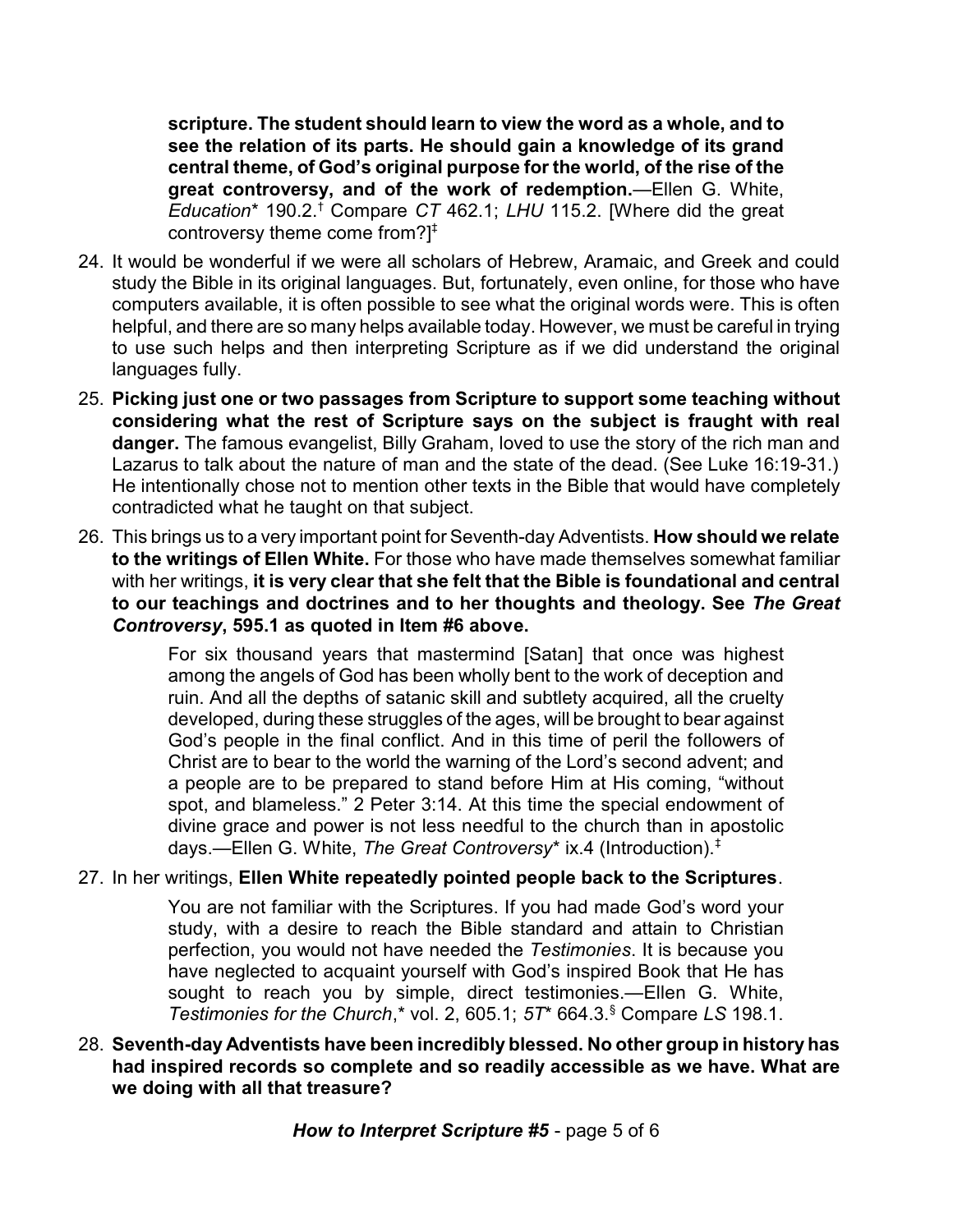> **scripture. The student should learn to view the word as a whole, and to see the relation of its parts. He should gain a knowledge of its grand central theme, of God's original purpose for the world, of the rise of the great controversy, and of the work of redemption.**—Ellen G. White, *Education*\* 190.2.† Compare *CT* 462.1; *LHU* 115.2. [Where did the great controversy theme come from?]‡

24. It would be wonderful if we were all scholars of Hebrew, Aramaic, and Greek and could study the Bible in its original languages. But, fortunately, even online, for those who have computers available, it is often possible to see what the original words were. This is often helpful, and there are so many helps available today. However, we must be careful in trying to use such helps and then interpreting Scripture as if we did understand the original languages fully.

25. **Picking just one or two passages from Scripture to support some teaching without considering what the rest of Scripture says on the subject is fraught with real danger.** The famous evangelist, Billy Graham, loved to use the story of the rich man and Lazarus to talk about the nature of man and the state of the dead. (See Luke 16:19-31.) He intentionally chose not to mention other texts in the Bible that would have completely contradicted what he taught on that subject.

26. This brings us to a very important point for Seventh-day Adventists. **How should we relate to the writings of Ellen White.** For those who have made themselves somewhat familiar with her writings, **it is very clear that she felt that the Bible is foundational and central to our teachings and doctrines and to her thoughts and theology. See *The Great Controversy*, 595.1 as quoted in Item #6 above.**

    > For six thousand years that mastermind [Satan] that once was highest among the angels of God has been wholly bent to the work of deception and ruin. And all the depths of satanic skill and subtlety acquired, all the cruelty developed, during these struggles of the ages, will be brought to bear against God's people in the final conflict. And in this time of peril the followers of Christ are to bear to the world the warning of the Lord's second advent; and a people are to be prepared to stand before Him at His coming, "without spot, and blameless." 2 Peter 3:14. At this time the special endowment of divine grace and power is not less needful to the church than in apostolic days.—Ellen G. White, *The Great Controversy*\* ix.4 (Introduction).‡

27. In her writings, **Ellen White repeatedly pointed people back to the Scriptures**.

    > You are not familiar with the Scriptures. If you had made God's word your study, with a desire to reach the Bible standard and attain to Christian perfection, you would not have needed the *Testimonies*. It is because you have neglected to acquaint yourself with God's inspired Book that He has sought to reach you by simple, direct testimonies.—Ellen G. White, *Testimonies for the Church*,\* vol. 2, 605.1; *5T*\* 664.3.§ Compare *LS* 198.1.

28. **Seventh-day Adventists have been incredibly blessed. No other group in history has had inspired records so complete and so readily accessible as we have. What are we doing with all that treasure?**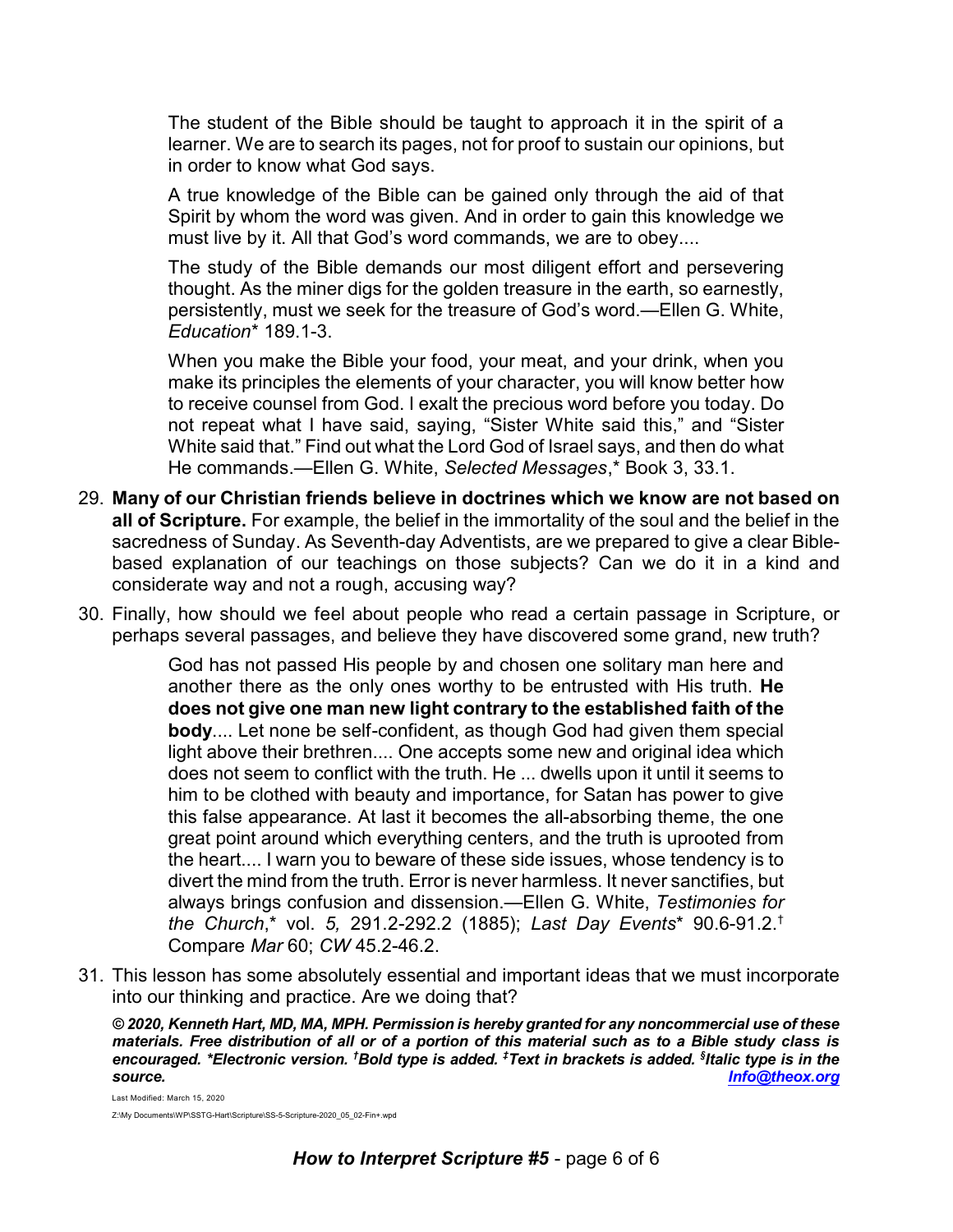> The student of the Bible should be taught to approach it in the spirit of a learner. We are to search its pages, not for proof to sustain our opinions, but in order to know what God says.
>
> A true knowledge of the Bible can be gained only through the aid of that Spirit by whom the word was given. And in order to gain this knowledge we must live by it. All that God's word commands, we are to obey....
>
> The study of the Bible demands our most diligent effort and persevering thought. As the miner digs for the golden treasure in the earth, so earnestly, persistently, must we seek for the treasure of God's word.—Ellen G. White, *Education*\* 189.1-3.
>
> When you make the Bible your food, your meat, and your drink, when you make its principles the elements of your character, you will know better how to receive counsel from God. I exalt the precious word before you today. Do not repeat what I have said, saying, "Sister White said this," and "Sister White said that." Find out what the Lord God of Israel says, and then do what He commands.—Ellen G. White, *Selected Messages*,\* Book 3, 33.1.

29. **Many of our Christian friends believe in doctrines which we know are not based on all of Scripture.** For example, the belief in the immortality of the soul and the belief in the sacredness of Sunday. As Seventh-day Adventists, are we prepared to give a clear Bible-based explanation of our teachings on those subjects? Can we do it in a kind and considerate way and not a rough, accusing way?

30. Finally, how should we feel about people who read a certain passage in Scripture, or perhaps several passages, and believe they have discovered some grand, new truth?

> God has not passed His people by and chosen one solitary man here and another there as the only ones worthy to be entrusted with His truth. **He does not give one man new light contrary to the established faith of the body**.... Let none be self-confident, as though God had given them special light above their brethren.... One accepts some new and original idea which does not seem to conflict with the truth. He ... dwells upon it until it seems to him to be clothed with beauty and importance, for Satan has power to give this false appearance. At last it becomes the all-absorbing theme, the one great point around which everything centers, and the truth is uprooted from the heart.... I warn you to beware of these side issues, whose tendency is to divert the mind from the truth. Error is never harmless. It never sanctifies, but always brings confusion and dissension.—Ellen G. White, *Testimonies for the Church*,\* vol. *5,* 291.2-292.2 (1885); *Last Day Events*\* 90.6-91.2.† Compare *Mar* 60; *CW* 45.2-46.2.

31. This lesson has some absolutely essential and important ideas that we must incorporate into our thinking and practice. Are we doing that?

***© 2020, Kenneth Hart, MD, MA, MPH. Permission is hereby granted for any noncommercial use of these materials. Free distribution of all or of a portion of this material such as to a Bible study class is encouraged. \*Electronic version. †Bold type is added. ‡Text in brackets is added. §Italic type is in the source.*** ***Info@theox.org***

Last Modified: March 15, 2020

Z:\My Documents\WP\SSTG-Hart\Scripture\SS-5-Scripture-2020_05_02-Fin+.wpd